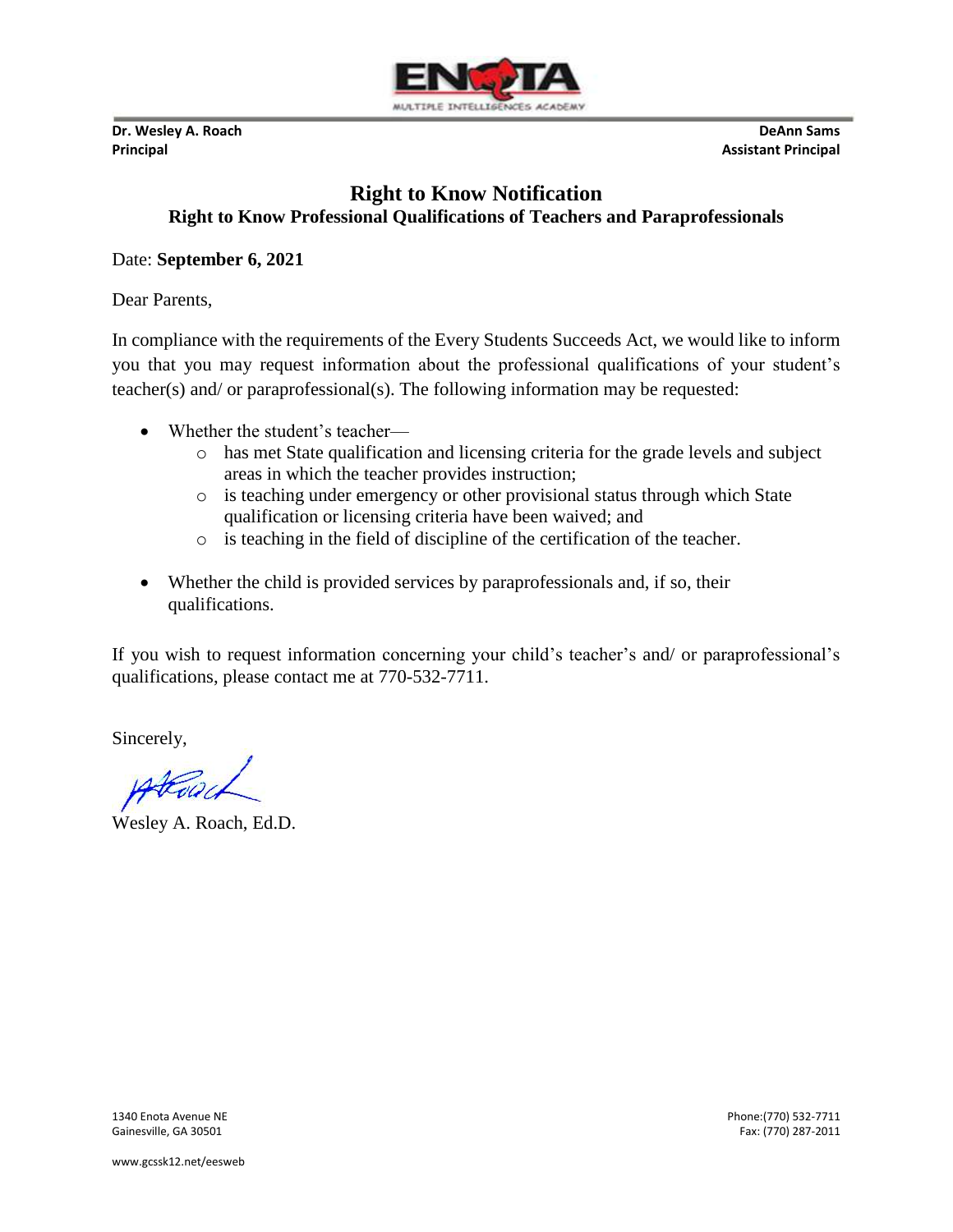ENOTA MULTIPLE INTELLIGENCES ACADEMY

**Dr. Wesley A. Roach**
**Principal**

**DeAnn Sams**
**Assistant Principal**

# Right to Know Notification

## Right to Know Professional Qualifications of Teachers and Paraprofessionals

Date: **September 6, 2021**

Dear Parents,

In compliance with the requirements of the Every Students Succeeds Act, we would like to inform you that you may request information about the professional qualifications of your student's teacher(s) and/ or paraprofessional(s). The following information may be requested:

- Whether the student's teacher—
  - has met State qualification and licensing criteria for the grade levels and subject areas in which the teacher provides instruction;
  - is teaching under emergency or other provisional status through which State qualification or licensing criteria have been waived; and
  - is teaching in the field of discipline of the certification of the teacher.
- Whether the child is provided services by paraprofessionals and, if so, their qualifications.

If you wish to request information concerning your child's teacher's and/ or paraprofessional's qualifications, please contact me at 770-532-7711.

Sincerely,

Wesley A. Roach, Ed.D.

1340 Enota Avenue NE
Gainesville, GA 30501

Phone:(770) 532-7711
Fax: (770) 287-2011

www.gcssk12.net/eesweb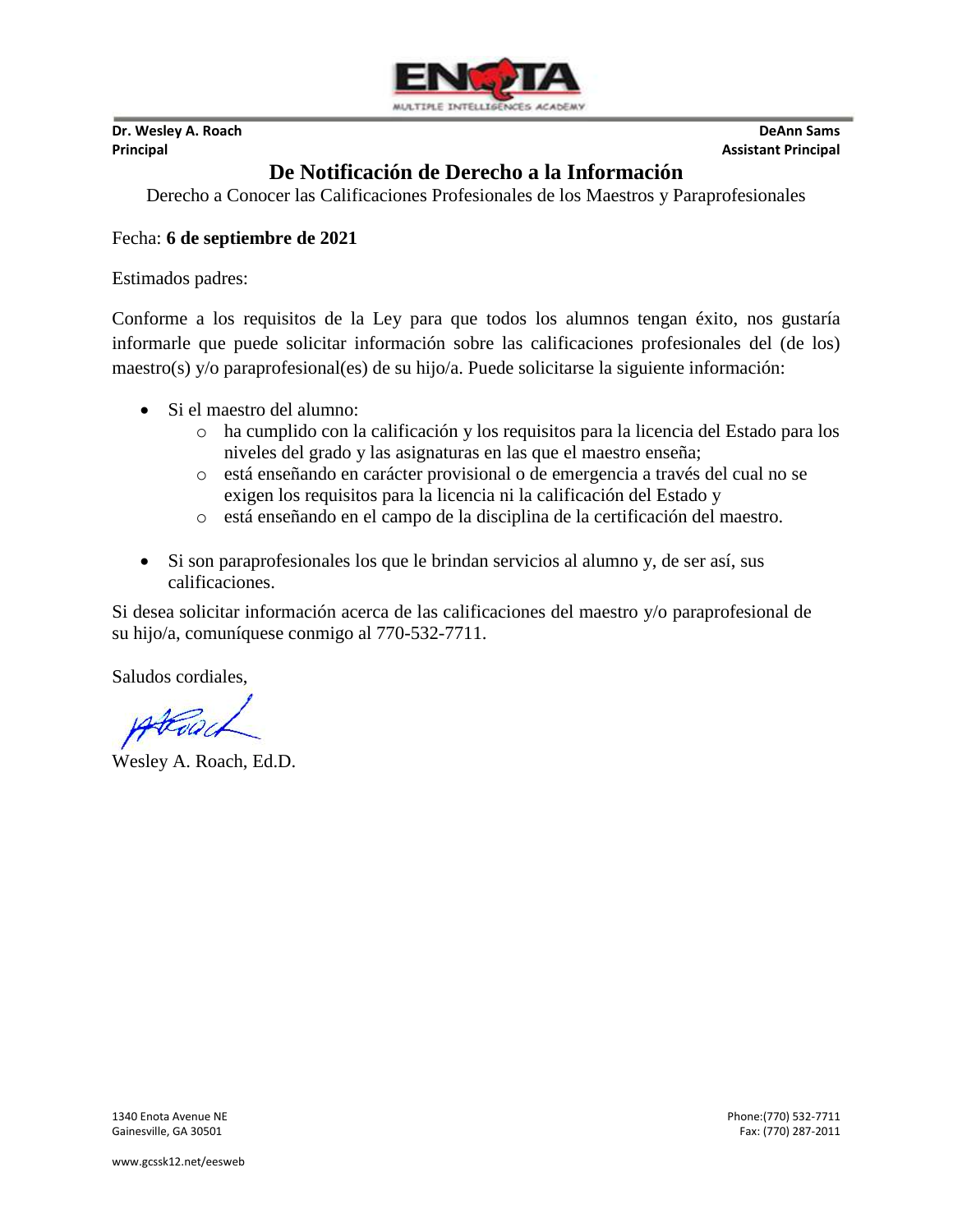ENOTA
MULTIPLE INTELLIGENCES ACADEMY

**Dr. Wesley A. Roach**
**Principal**

**DeAnn Sams**
**Assistant Principal**

# De Notificación de Derecho a la Información

Derecho a Conocer las Calificaciones Profesionales de los Maestros y Paraprofesionales

Fecha: **6 de septiembre de 2021**

Estimados padres:

Conforme a los requisitos de la Ley para que todos los alumnos tengan éxito, nos gustaría informarle que puede solicitar información sobre las calificaciones profesionales del (de los) maestro(s) y/o paraprofesional(es) de su hijo/a. Puede solicitarse la siguiente información:

- Si el maestro del alumno:
  - ha cumplido con la calificación y los requisitos para la licencia del Estado para los niveles del grado y las asignaturas en las que el maestro enseña;
  - está enseñando en carácter provisional o de emergencia a través del cual no se exigen los requisitos para la licencia ni la calificación del Estado y
  - está enseñando en el campo de la disciplina de la certificación del maestro.
- Si son paraprofesionales los que le brindan servicios al alumno y, de ser así, sus calificaciones.

Si desea solicitar información acerca de las calificaciones del maestro y/o paraprofesional de su hijo/a, comuníquese conmigo al 770-532-7711.

Saludos cordiales,

Wesley A. Roach, Ed.D.

1340 Enota Avenue NE
Gainesville, GA 30501

Phone:(770) 532-7711
Fax: (770) 287-2011

www.gcssk12.net/eesweb